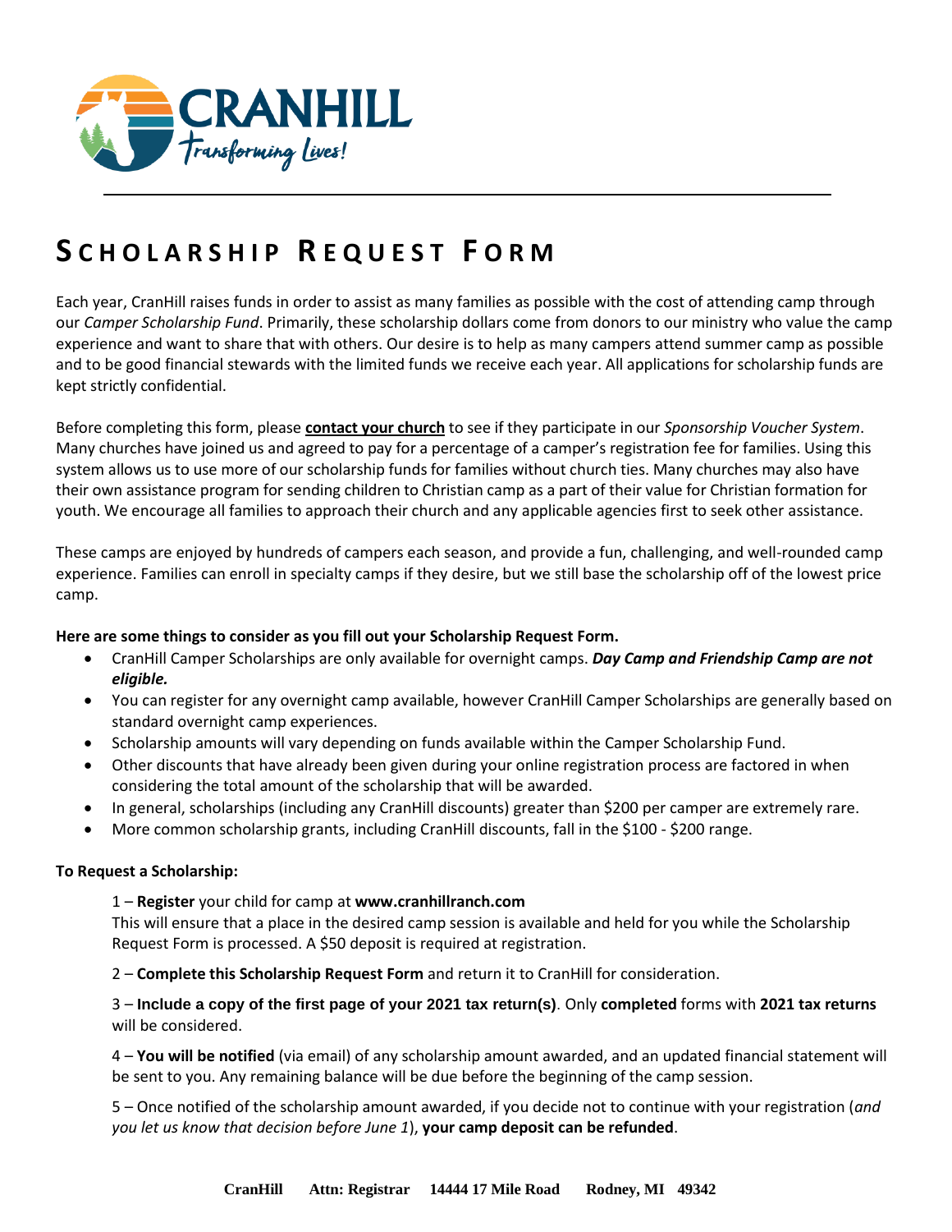CRANHILL

*Transforming Lives!*

# SCHOLARSHIP REQUEST FORM

Each year, CranHill raises funds in order to assist as many families as possible with the cost of attending camp through our *Camper Scholarship Fund*. Primarily, these scholarship dollars come from donors to our ministry who value the camp experience and want to share that with others. Our desire is to help as many campers attend summer camp as possible and to be good financial stewards with the limited funds we receive each year. All applications for scholarship funds are kept strictly confidential.

Before completing this form, please **contact your church** to see if they participate in our *Sponsorship Voucher System*. Many churches have joined us and agreed to pay for a percentage of a camper's registration fee for families. Using this system allows us to use more of our scholarship funds for families without church ties. Many churches may also have their own assistance program for sending children to Christian camp as a part of their value for Christian formation for youth. We encourage all families to approach their church and any applicable agencies first to seek other assistance.

These camps are enjoyed by hundreds of campers each season, and provide a fun, challenging, and well-rounded camp experience. Families can enroll in specialty camps if they desire, but we still base the scholarship off of the lowest price camp.

**Here are some things to consider as you fill out your Scholarship Request Form.**

- CranHill Camper Scholarships are only available for overnight camps. ***Day Camp and Friendship Camp are not eligible.***
- You can register for any overnight camp available, however CranHill Camper Scholarships are generally based on standard overnight camp experiences.
- Scholarship amounts will vary depending on funds available within the Camper Scholarship Fund.
- Other discounts that have already been given during your online registration process are factored in when considering the total amount of the scholarship that will be awarded.
- In general, scholarships (including any CranHill discounts) greater than $200 per camper are extremely rare.
- More common scholarship grants, including CranHill discounts, fall in the $100 - $200 range.

**To Request a Scholarship:**

1 – **Register** your child for camp at **www.cranhillranch.com**
This will ensure that a place in the desired camp session is available and held for you while the Scholarship Request Form is processed. A $50 deposit is required at registration.

2 – **Complete this Scholarship Request Form** and return it to CranHill for consideration.

3 – **Include a copy of the first page of your 2021 tax return(s)**. Only **completed** forms with **2021 tax returns** will be considered.

4 – **You will be notified** (via email) of any scholarship amount awarded, and an updated financial statement will be sent to you. Any remaining balance will be due before the beginning of the camp session.

5 – Once notified of the scholarship amount awarded, if you decide not to continue with your registration (*and you let us know that decision before June 1*), **your camp deposit can be refunded**.

**CranHill Attn: Registrar 14444 17 Mile Road Rodney, MI 49342**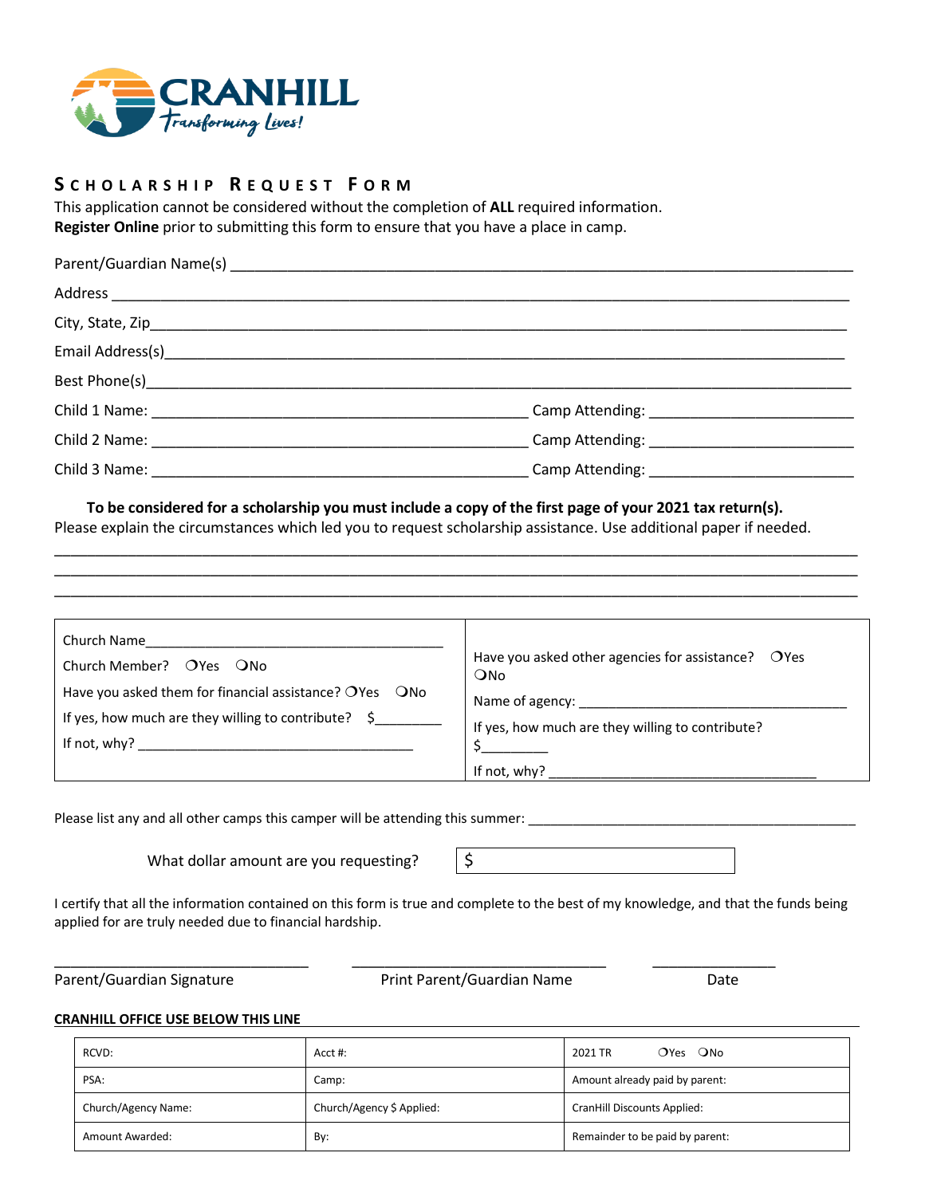CRANHILL

*Transforming Lives!*

# SCHOLARSHIP REQUEST FORM

This application cannot be considered without the completion of **ALL** required information.
**Register Online** prior to submitting this form to ensure that you have a place in camp.

Parent/Guardian Name(s) ___________________________________________

Address ___________________________________________

City, State, Zip___________________________________________

Email Address(s)___________________________________________

Best Phone(s)___________________________________________

Child 1 Name: ______________________________ Camp Attending: ________________

Child 2 Name: ______________________________ Camp Attending: ________________

Child 3 Name: ______________________________ Camp Attending: ________________

**To be considered for a scholarship you must include a copy of the first page of your 2021 tax return(s).**
Please explain the circumstances which led you to request scholarship assistance. Use additional paper if needed.

___________________________________________
___________________________________________
___________________________________________

| | |
|---|---|
| Church Name______________________________<br>Church Member? ❍Yes ❍No<br>Have you asked them for financial assistance? ❍Yes ❍No<br>If yes, how much are they willing to contribute? $_________<br>If not, why? ______________________________ | Have you asked other agencies for assistance? ❍Yes ❍No<br>Name of agency: ______________________________<br>If yes, how much are they willing to contribute? $_________<br>If not, why? ______________________________ |

Please list any and all other camps this camper will be attending this summer: ______________________________

What dollar amount are you requesting? $

I certify that all the information contained on this form is true and complete to the best of my knowledge, and that the funds being applied for are truly needed due to financial hardship.

______________________ ______________________ ______________

Parent/Guardian Signature Print Parent/Guardian Name Date

**CRANHILL OFFICE USE BELOW THIS LINE**

| | | |
|---|---|---|
| RCVD: | Acct #: | 2021 TR ❍Yes ❍No |
| PSA: | Camp: | Amount already paid by parent: |
| Church/Agency Name: | Church/Agency $ Applied: | CranHill Discounts Applied: |
| Amount Awarded: | By: | Remainder to be paid by parent: |